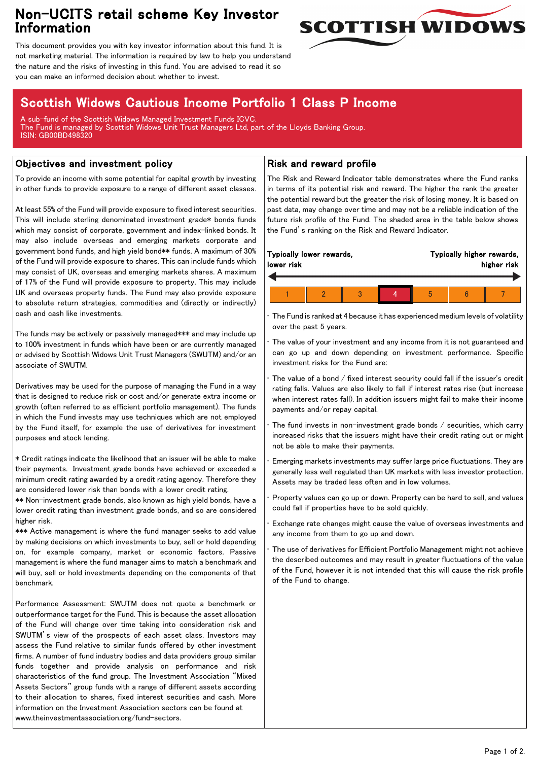# Non-UCITS retail scheme Key Investor Information

This document provides you with key investor information about this fund. It is not marketing material. The information is required by law to help you understand the nature and the risks of investing in this fund. You are advised to read it so you can make an informed decision about whether to invest.

SCOTTISH WIDOWS

## Scottish Widows Cautious Income Portfolio 1 Class P Income

A sub-fund of the Scottish Widows Managed Investment Funds ICVC.
The Fund is managed by Scottish Widows Unit Trust Managers Ltd, part of the Lloyds Banking Group.
ISIN: GB00BD498320

## Objectives and investment policy

To provide an income with some potential for capital growth by investing in other funds to provide exposure to a range of different asset classes.

At least 55% of the Fund will provide exposure to fixed interest securities. This will include sterling denominated investment grade* bonds funds which may consist of corporate, government and index-linked bonds. It may also include overseas and emerging markets corporate and government bond funds, and high yield bond** funds. A maximum of 30% of the Fund will provide exposure to shares. This can include funds which may consist of UK, overseas and emerging markets shares. A maximum of 17% of the Fund will provide exposure to property. This may include UK and overseas property funds. The Fund may also provide exposure to absolute return strategies, commodities and (directly or indirectly) cash and cash like investments.

The funds may be actively or passively managed*** and may include up to 100% investment in funds which have been or are currently managed or advised by Scottish Widows Unit Trust Managers (SWUTM) and/or an associate of SWUTM.

Derivatives may be used for the purpose of managing the Fund in a way that is designed to reduce risk or cost and/or generate extra income or growth (often referred to as efficient portfolio management). The funds in which the Fund invests may use techniques which are not employed by the Fund itself, for example the use of derivatives for investment purposes and stock lending.

* Credit ratings indicate the likelihood that an issuer will be able to make their payments. Investment grade bonds have achieved or exceeded a minimum credit rating awarded by a credit rating agency. Therefore they are considered lower risk than bonds with a lower credit rating.
** Non-investment grade bonds, also known as high yield bonds, have a lower credit rating than investment grade bonds, and so are considered higher risk.
*** Active management is where the fund manager seeks to add value by making decisions on which investments to buy, sell or hold depending on, for example company, market or economic factors. Passive management is where the fund manager aims to match a benchmark and will buy, sell or hold investments depending on the components of that benchmark.

Performance Assessment: SWUTM does not quote a benchmark or outperformance target for the Fund. This is because the asset allocation of the Fund will change over time taking into consideration risk and SWUTM's view of the prospects of each asset class. Investors may assess the Fund relative to similar funds offered by other investment firms. A number of fund industry bodies and data providers group similar funds together and provide analysis on performance and risk characteristics of the fund group. The Investment Association "Mixed Assets Sectors" group funds with a range of different assets according to their allocation to shares, fixed interest securities and cash. More information on the Investment Association sectors can be found at www.theinvestmentassociation.org/fund-sectors.

## Risk and reward profile

The Risk and Reward Indicator table demonstrates where the Fund ranks in terms of its potential risk and reward. The higher the rank the greater the potential reward but the greater the risk of losing money. It is based on past data, may change over time and may not be a reliable indication of the future risk profile of the Fund. The shaded area in the table below shows the Fund's ranking on the Risk and Reward Indicator.

**Typically lower rewards, lower risk** ← → **Typically higher rewards, higher risk**

| 1 | 2 | 3 | **4** | 5 | 6 | 7 |
|---|---|---|---|---|---|---|

- The Fund is ranked at 4 because it has experienced medium levels of volatility over the past 5 years.
- The value of your investment and any income from it is not guaranteed and can go up and down depending on investment performance. Specific investment risks for the Fund are:
- The value of a bond / fixed interest security could fall if the issuer's credit rating falls. Values are also likely to fall if interest rates rise (but increase when interest rates fall). In addition issuers might fail to make their income payments and/or repay capital.
- The fund invests in non-investment grade bonds / securities, which carry increased risks that the issuers might have their credit rating cut or might not be able to make their payments.
- Emerging markets investments may suffer large price fluctuations. They are generally less well regulated than UK markets with less investor protection. Assets may be traded less often and in low volumes.
- Property values can go up or down. Property can be hard to sell, and values could fall if properties have to be sold quickly.
- Exchange rate changes might cause the value of overseas investments and any income from them to go up and down.
- The use of derivatives for Efficient Portfolio Management might not achieve the described outcomes and may result in greater fluctuations of the value of the Fund, however it is not intended that this will cause the risk profile of the Fund to change.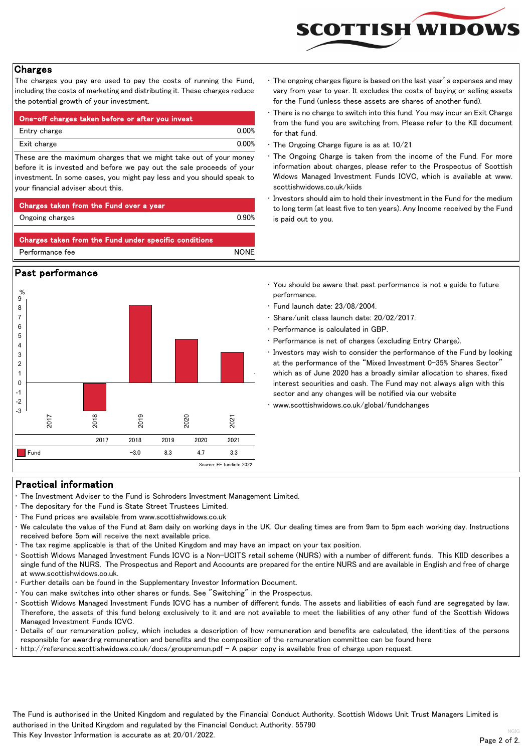## Charges

The charges you pay are used to pay the costs of running the Fund, including the costs of marketing and distributing it. These charges reduce the potential growth of your investment.

| One-off charges taken before or after you invest | |
|---|---|
| Entry charge | 0.00% |
| Exit charge | 0.00% |

These are the maximum charges that we might take out of your money before it is invested and before we pay out the sale proceeds of your investment. In some cases, you might pay less and you should speak to your financial adviser about this.

| Charges taken from the Fund over a year | |
|---|---|
| Ongoing charges | 0.90% |

| Charges taken from the Fund under specific conditions | |
|---|---|
| Performance fee | NONE |

- The ongoing charges figure is based on the last year's expenses and may vary from year to year. It excludes the costs of buying or selling assets for the Fund (unless these assets are shares of another fund).
- There is no charge to switch into this fund. You may incur an Exit Charge from the fund you are switching from. Please refer to the KII document for that fund.
- The Ongoing Charge figure is as at 10/21
- The Ongoing Charge is taken from the income of the Fund. For more information about charges, please refer to the Prospectus of Scottish Widows Managed Investment Funds ICVC, which is available at www.scottishwidows.co.uk/kiids
- Investors should aim to hold their investment in the Fund for the medium to long term (at least five to ten years). Any Income received by the Fund is paid out to you.

## Past performance

%

9, 8, 7, 6, 5, 4, 3, 2, 1, 0, -1, -2, -3

2017, 2018, 2019, 2020, 2021

| | 2017 | 2018 | 2019 | 2020 | 2021 |
|---|---|---|---|---|---|
| Fund | | -3.0 | 8.3 | 4.7 | 3.3 |

Source: FE fundinfo 2022

- You should be aware that past performance is not a guide to future performance.
- Fund launch date: 23/08/2004.
- Share/unit class launch date: 20/02/2017.
- Performance is calculated in GBP.
- Performance is net of charges (excluding Entry Charge).
- Investors may wish to consider the performance of the Fund by looking at the performance of the "Mixed Investment 0-35% Shares Sector" which as of June 2020 has a broadly similar allocation to shares, fixed interest securities and cash. The Fund may not always align with this sector and any changes will be notified via our website
- www.scottishwidows.co.uk/global/fundchanges

## Practical information

- The Investment Adviser to the Fund is Schroders Investment Management Limited.
- The depositary for the Fund is State Street Trustees Limited.
- The Fund prices are available from www.scottishwidows.co.uk
- We calculate the value of the Fund at 8am daily on working days in the UK. Our dealing times are from 9am to 5pm each working day. Instructions received before 5pm will receive the next available price.
- The tax regime applicable is that of the United Kingdom and may have an impact on your tax position.
- Scottish Widows Managed Investment Funds ICVC is a Non-UCITS retail scheme (NURS) with a number of different funds. This KIID describes a single fund of the NURS. The Prospectus and Report and Accounts are prepared for the entire NURS and are available in English and free of charge at www.scottishwidows.co.uk.
- Further details can be found in the Supplementary Investor Information Document.
- You can make switches into other shares or funds. See "Switching" in the Prospectus.
- Scottish Widows Managed Investment Funds ICVC has a number of different funds. The assets and liabilities of each fund are segregated by law. Therefore, the assets of this fund belong exclusively to it and are not available to meet the liabilities of any other fund of the Scottish Widows Managed Investment Funds ICVC.
- Details of our remuneration policy, which includes a description of how remuneration and benefits are calculated, the identities of the persons responsible for awarding remuneration and benefits and the composition of the remuneration committee can be found here
- http://reference.scottishwidows.co.uk/docs/groupremun.pdf - A paper copy is available free of charge upon request.

The Fund is authorised in the United Kingdom and regulated by the Financial Conduct Authority. Scottish Widows Unit Trust Managers Limited is authorised in the United Kingdom and regulated by the Financial Conduct Authority. 55790

This Key Investor Information is accurate as at 20/01/2022.